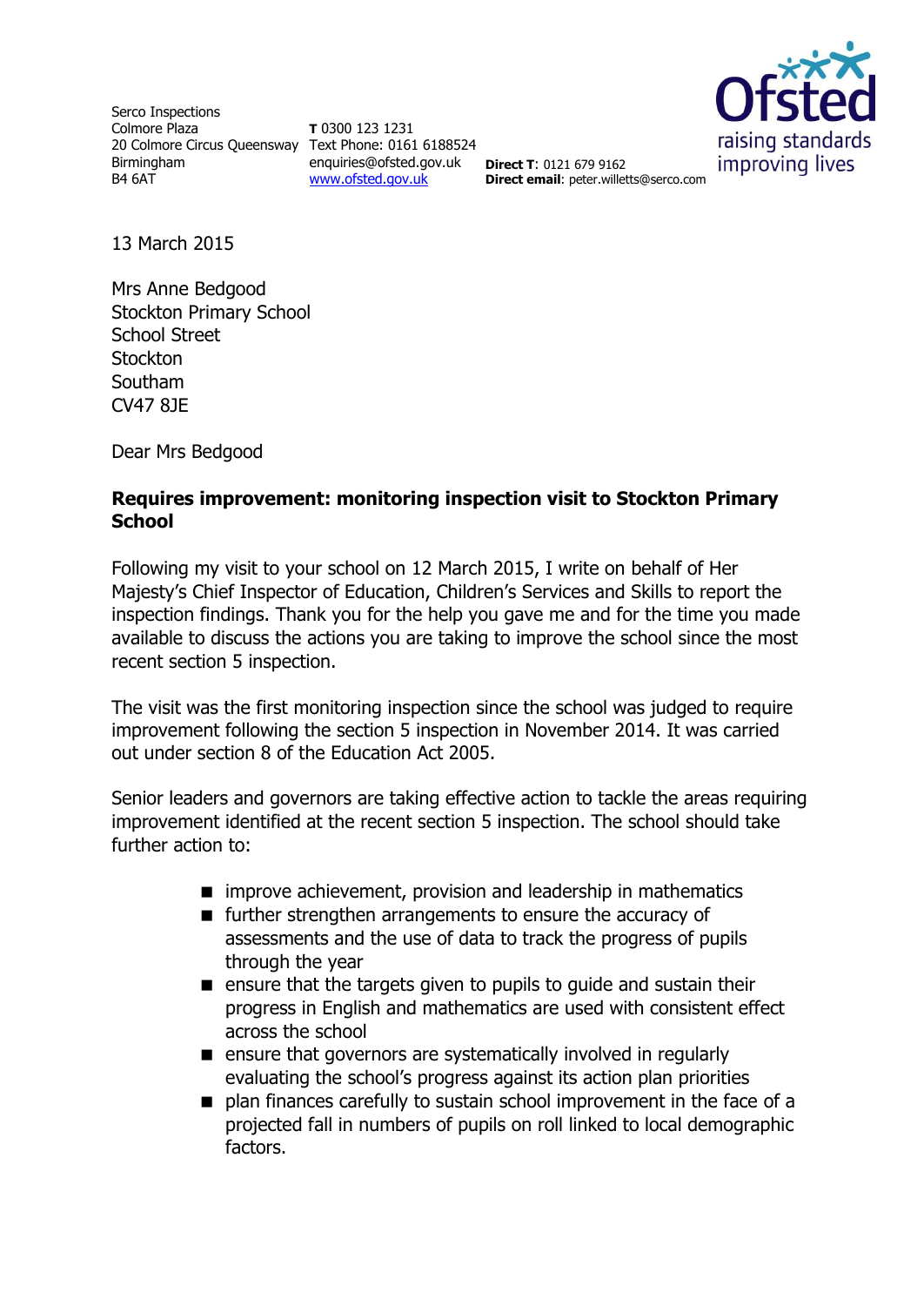Serco Inspections
Colmore Plaza
20 Colmore Circus Queensway
Birmingham
B4 6AT

**T** 0300 123 1231
Text Phone: 0161 6188524
enquiries@ofsted.gov.uk
www.ofsted.gov.uk

**Direct T**: 0121 679 9162
**Direct email**: peter.willetts@serco.com

13 March 2015

Mrs Anne Bedgood
Stockton Primary School
School Street
Stockton
Southam
CV47 8JE

Dear Mrs Bedgood

**Requires improvement: monitoring inspection visit to Stockton Primary School**

Following my visit to your school on 12 March 2015, I write on behalf of Her Majesty's Chief Inspector of Education, Children's Services and Skills to report the inspection findings. Thank you for the help you gave me and for the time you made available to discuss the actions you are taking to improve the school since the most recent section 5 inspection.

The visit was the first monitoring inspection since the school was judged to require improvement following the section 5 inspection in November 2014. It was carried out under section 8 of the Education Act 2005.

Senior leaders and governors are taking effective action to tackle the areas requiring improvement identified at the recent section 5 inspection. The school should take further action to:

- improve achievement, provision and leadership in mathematics
- further strengthen arrangements to ensure the accuracy of assessments and the use of data to track the progress of pupils through the year
- ensure that the targets given to pupils to guide and sustain their progress in English and mathematics are used with consistent effect across the school
- ensure that governors are systematically involved in regularly evaluating the school's progress against its action plan priorities
- plan finances carefully to sustain school improvement in the face of a projected fall in numbers of pupils on roll linked to local demographic factors.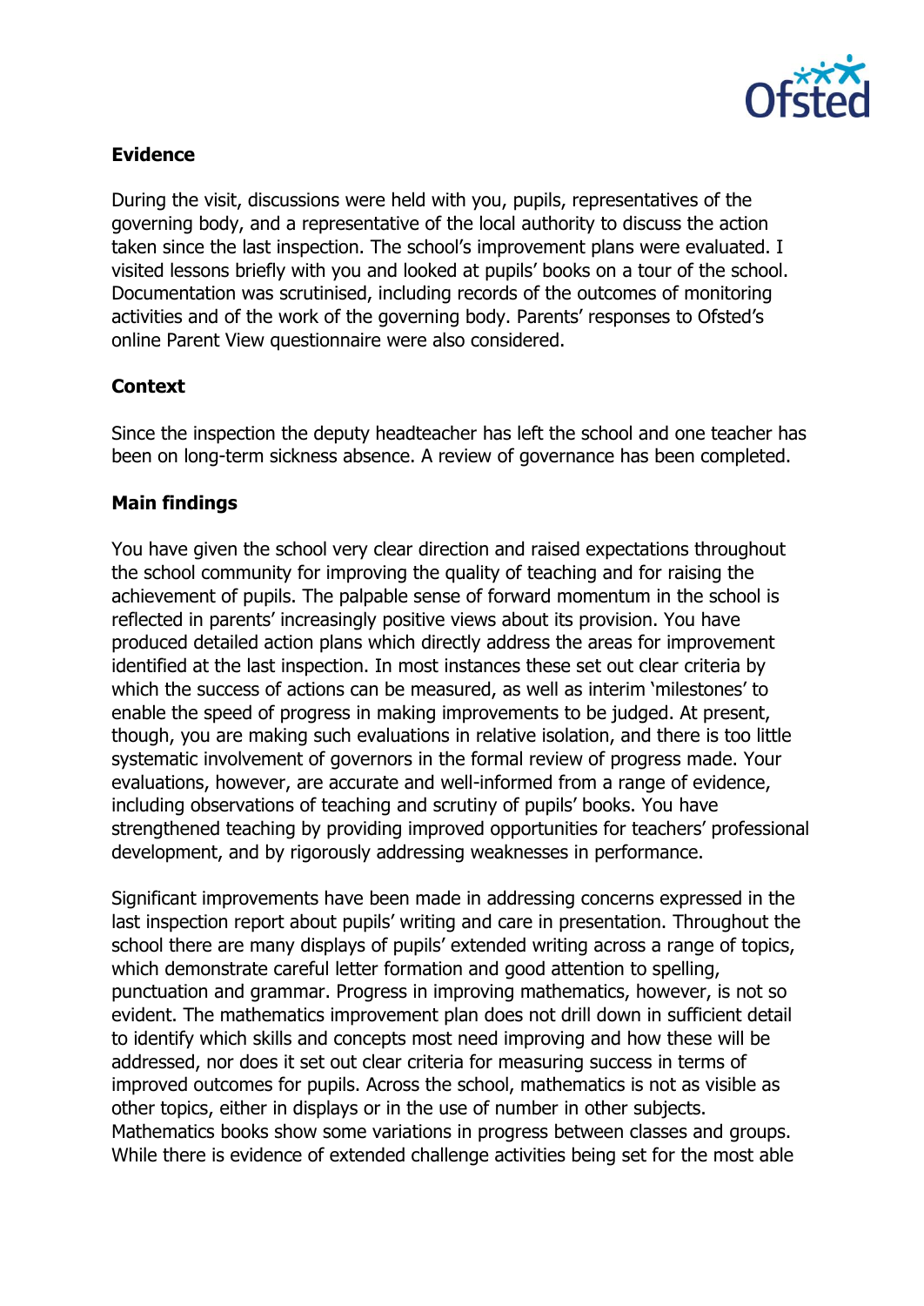### Evidence

During the visit, discussions were held with you, pupils, representatives of the governing body, and a representative of the local authority to discuss the action taken since the last inspection. The school's improvement plans were evaluated. I visited lessons briefly with you and looked at pupils' books on a tour of the school. Documentation was scrutinised, including records of the outcomes of monitoring activities and of the work of the governing body. Parents' responses to Ofsted's online Parent View questionnaire were also considered.

### Context

Since the inspection the deputy headteacher has left the school and one teacher has been on long-term sickness absence. A review of governance has been completed.

### Main findings

You have given the school very clear direction and raised expectations throughout the school community for improving the quality of teaching and for raising the achievement of pupils. The palpable sense of forward momentum in the school is reflected in parents' increasingly positive views about its provision. You have produced detailed action plans which directly address the areas for improvement identified at the last inspection. In most instances these set out clear criteria by which the success of actions can be measured, as well as interim 'milestones' to enable the speed of progress in making improvements to be judged. At present, though, you are making such evaluations in relative isolation, and there is too little systematic involvement of governors in the formal review of progress made. Your evaluations, however, are accurate and well-informed from a range of evidence, including observations of teaching and scrutiny of pupils' books. You have strengthened teaching by providing improved opportunities for teachers' professional development, and by rigorously addressing weaknesses in performance.

Significant improvements have been made in addressing concerns expressed in the last inspection report about pupils' writing and care in presentation. Throughout the school there are many displays of pupils' extended writing across a range of topics, which demonstrate careful letter formation and good attention to spelling, punctuation and grammar. Progress in improving mathematics, however, is not so evident. The mathematics improvement plan does not drill down in sufficient detail to identify which skills and concepts most need improving and how these will be addressed, nor does it set out clear criteria for measuring success in terms of improved outcomes for pupils. Across the school, mathematics is not as visible as other topics, either in displays or in the use of number in other subjects. Mathematics books show some variations in progress between classes and groups. While there is evidence of extended challenge activities being set for the most able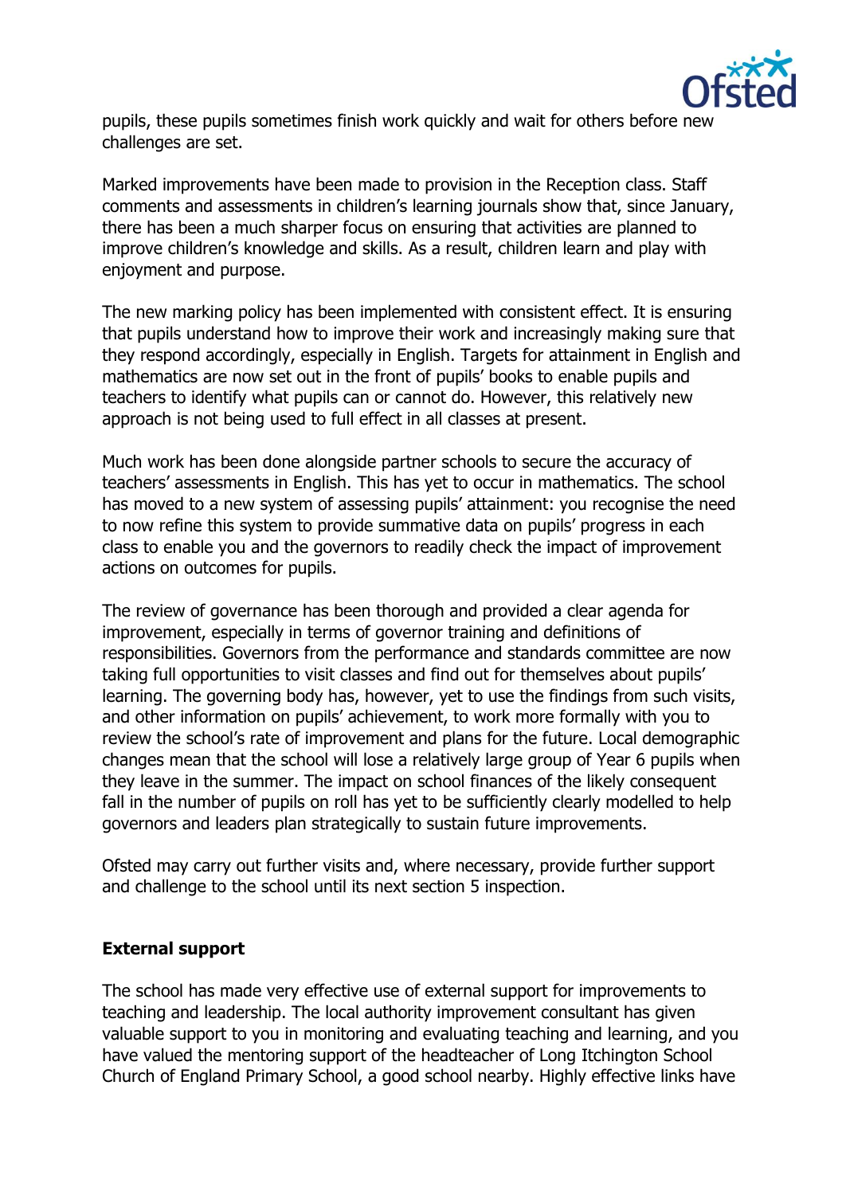pupils, these pupils sometimes finish work quickly and wait for others before new challenges are set.

Marked improvements have been made to provision in the Reception class. Staff comments and assessments in children's learning journals show that, since January, there has been a much sharper focus on ensuring that activities are planned to improve children's knowledge and skills. As a result, children learn and play with enjoyment and purpose.

The new marking policy has been implemented with consistent effect. It is ensuring that pupils understand how to improve their work and increasingly making sure that they respond accordingly, especially in English. Targets for attainment in English and mathematics are now set out in the front of pupils' books to enable pupils and teachers to identify what pupils can or cannot do. However, this relatively new approach is not being used to full effect in all classes at present.

Much work has been done alongside partner schools to secure the accuracy of teachers' assessments in English. This has yet to occur in mathematics. The school has moved to a new system of assessing pupils' attainment: you recognise the need to now refine this system to provide summative data on pupils' progress in each class to enable you and the governors to readily check the impact of improvement actions on outcomes for pupils.

The review of governance has been thorough and provided a clear agenda for improvement, especially in terms of governor training and definitions of responsibilities. Governors from the performance and standards committee are now taking full opportunities to visit classes and find out for themselves about pupils' learning. The governing body has, however, yet to use the findings from such visits, and other information on pupils' achievement, to work more formally with you to review the school's rate of improvement and plans for the future. Local demographic changes mean that the school will lose a relatively large group of Year 6 pupils when they leave in the summer. The impact on school finances of the likely consequent fall in the number of pupils on roll has yet to be sufficiently clearly modelled to help governors and leaders plan strategically to sustain future improvements.

Ofsted may carry out further visits and, where necessary, provide further support and challenge to the school until its next section 5 inspection.

**External support**

The school has made very effective use of external support for improvements to teaching and leadership. The local authority improvement consultant has given valuable support to you in monitoring and evaluating teaching and learning, and you have valued the mentoring support of the headteacher of Long Itchington School Church of England Primary School, a good school nearby. Highly effective links have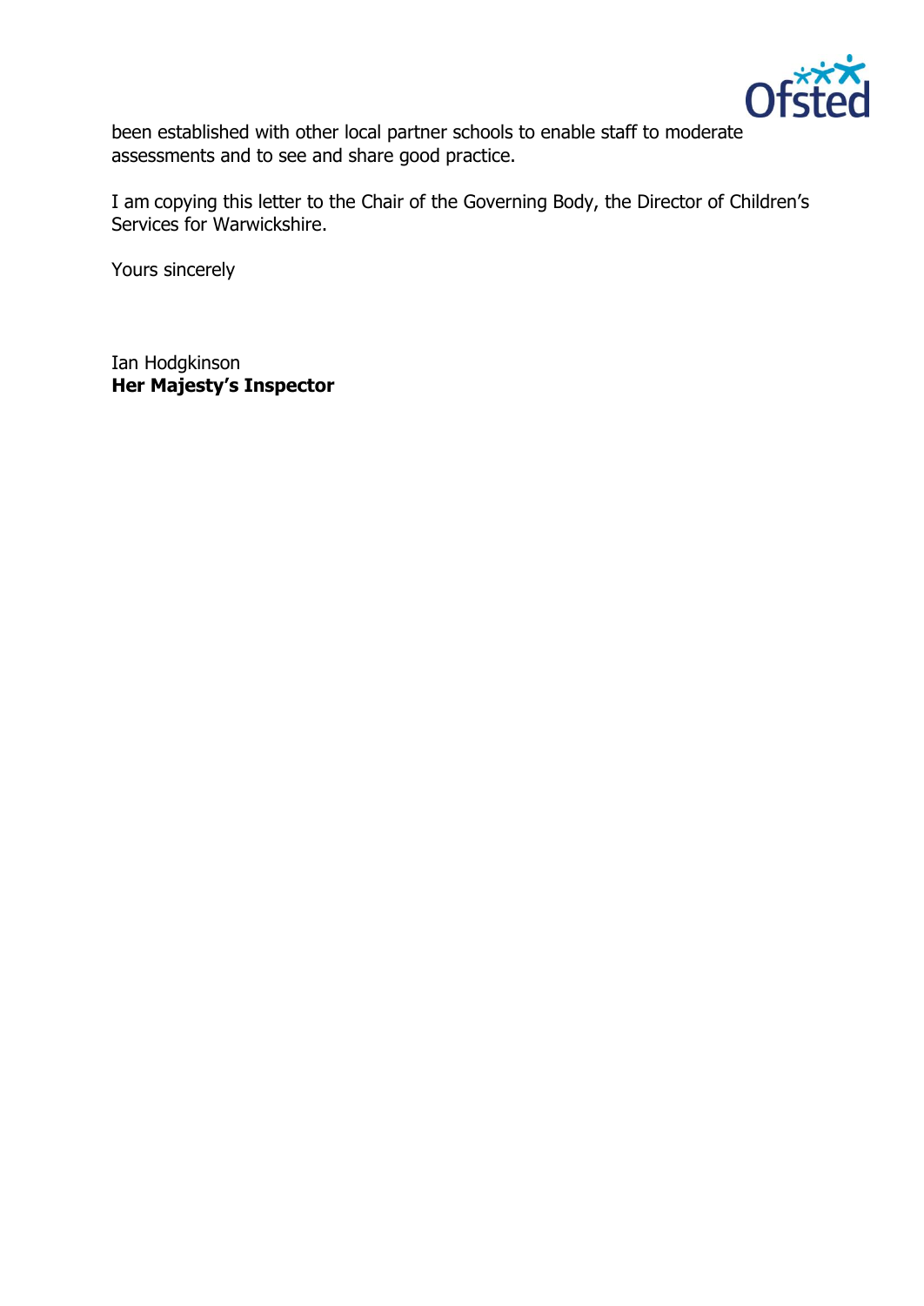been established with other local partner schools to enable staff to moderate assessments and to see and share good practice.

I am copying this letter to the Chair of the Governing Body, the Director of Children's Services for Warwickshire.

Yours sincerely

Ian Hodgkinson
**Her Majesty's Inspector**